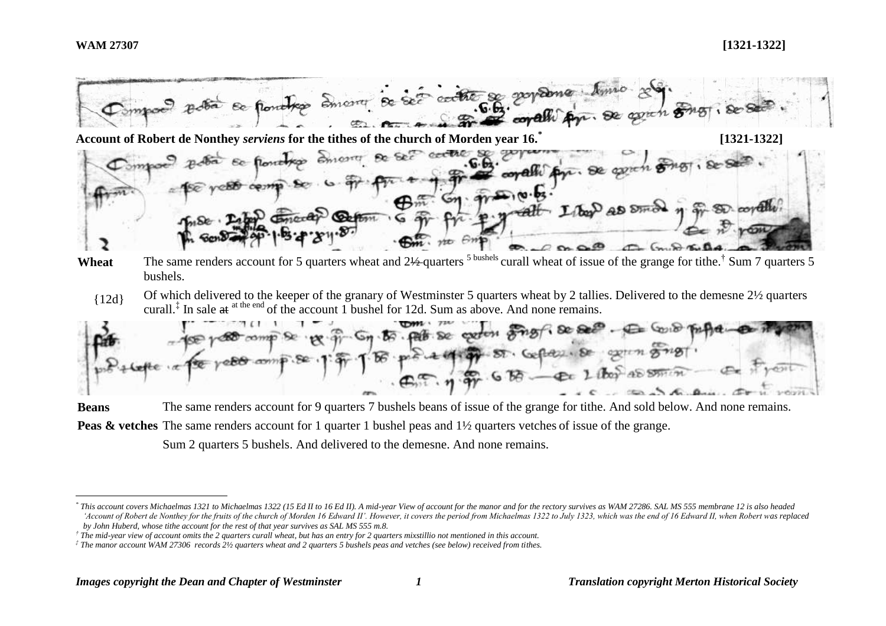**WAM 27307** **[1321-1322]**

**Account of Robert de Nonthey *serviens* for the tithes of the church of Morden year 16.**[*] **[1321-1322]**

**Wheat** The same renders account for 5 quarters wheat and ~~2½ quarters~~ [5 bushels] curall wheat of issue of the grange for tithe.[†] Sum 7 quarters 5 bushels.

{12d} Of which delivered to the keeper of the granary of Westminster 5 quarters wheat by 2 tallies. Delivered to the demesne 2½ quarters curall.[‡] In sale ~~at~~ [at the end] of the account 1 bushel for 12d. Sum as above. And none remains.

**Beans** The same renders account for 9 quarters 7 bushels beans of issue of the grange for tithe. And sold below. And none remains.

**Peas & vetches** The same renders account for 1 quarter 1 bushel peas and 1½ quarters vetches of issue of the grange.

Sum 2 quarters 5 bushels. And delivered to the demesne. And none remains.

---

[*] *This account covers Michaelmas 1321 to Michaelmas 1322 (15 Ed II to 16 Ed II). A mid-year View of account for the manor and for the rectory survives as WAM 27286. SAL MS 555 membrane 12 is also headed 'Account of Robert de Nonthey for the fruits of the church of Morden 16 Edward II'. However, it covers the period from Michaelmas 1322 to July 1323, which was the end of 16 Edward II, when Robert was replaced by John Huberd, whose tithe account for the rest of that year survives as SAL MS 555 m.8.*

[†] *The mid-year view of account omits the 2 quarters curall wheat, but has an entry for 2 quarters mixstillio not mentioned in this account.*

[‡] *The manor account WAM 27306 records 2½ quarters wheat and 2 quarters 5 bushels peas and vetches (see below) received from tithes.*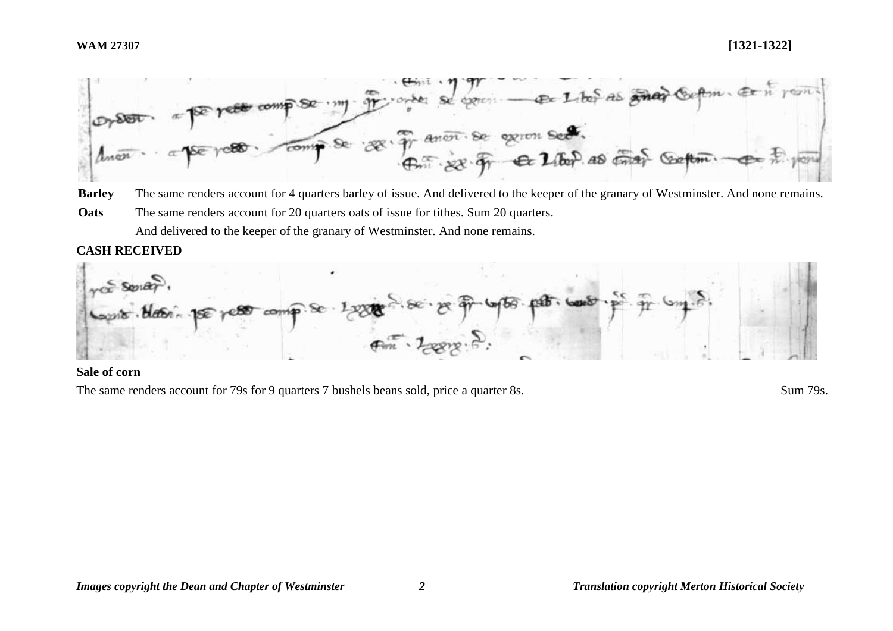**Barley** The same renders account for 4 quarters barley of issue. And delivered to the keeper of the granary of Westminster. And none remains.

**Oats** The same renders account for 20 quarters oats of issue for tithes. Sum 20 quarters.

And delivered to the keeper of the granary of Westminster. And none remains.

**CASH RECEIVED**

**Sale of corn**

The same renders account for 79s for 9 quarters 7 bushels beans sold, price a quarter 8s. Sum 79s.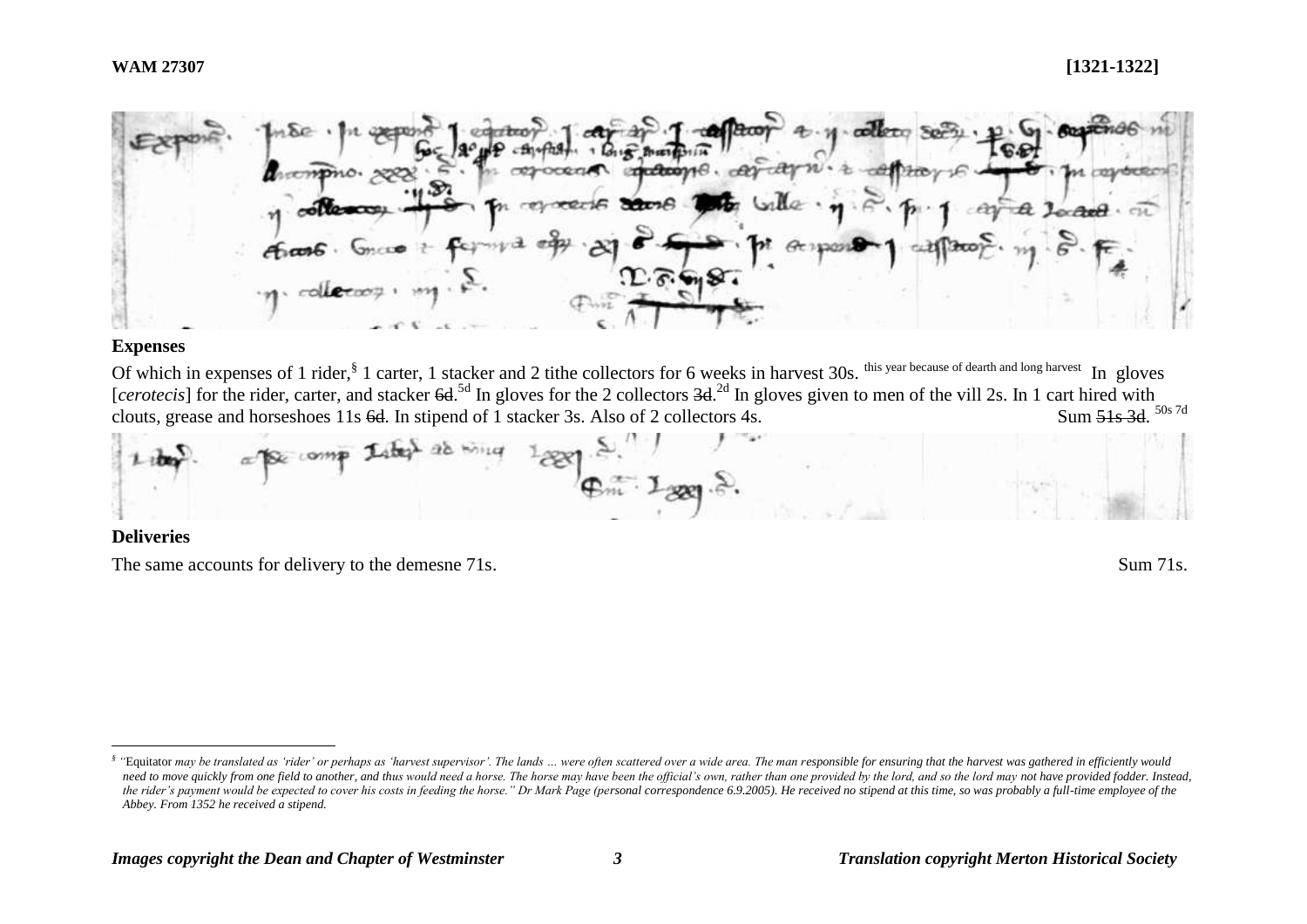## Expenses

Of which in expenses of 1 rider,[§] 1 carter, 1 stacker and 2 tithe collectors for 6 weeks in harvest 30s. [this year because of dearth and long harvest] In gloves [*cerotecis*] for the rider, carter, and stacker ~~6d~~.[5d] In gloves for the 2 collectors ~~3d~~.[2d] In gloves given to men of the vill 2s. In 1 cart hired with clouts, grease and horseshoes 11s ~~6d~~. In stipend of 1 stacker 3s. Also of 2 collectors 4s. Sum ~~51s 3d~~. [50s 7d]

## Deliveries

The same accounts for delivery to the demesne 71s. Sum 71s.

---

§ "Equitator *may be translated as 'rider' or perhaps as 'harvest supervisor'. The lands … were often scattered over a wide area. The man responsible for ensuring that the harvest was gathered in efficiently would need to move quickly from one field to another, and thus would need a horse. The horse may have been the official's own, rather than one provided by the lord, and so the lord may not have provided fodder. Instead, the rider's payment would be expected to cover his costs in feeding the horse." Dr Mark Page (personal correspondence 6.9.2005). He received no stipend at this time, so was probably a full-time employee of the Abbey. From 1352 he received a stipend.*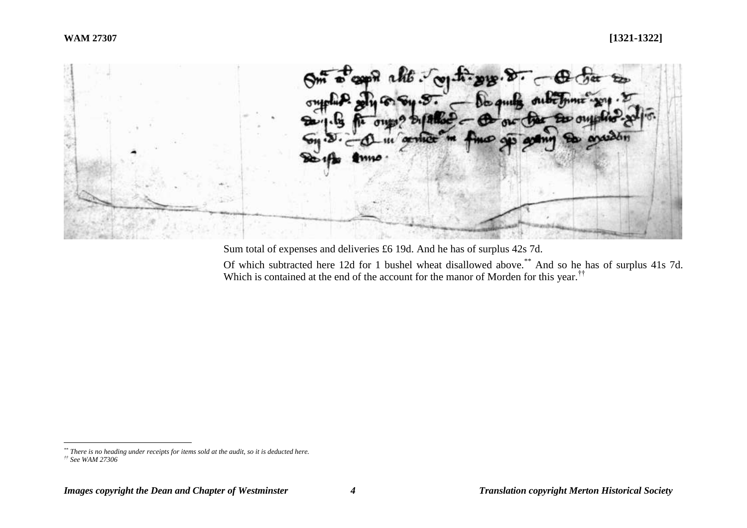Sum total of expenses and deliveries £6 19d. And he has of surplus 42s 7d.

Of which subtracted here 12d for 1 bushel wheat disallowed above.[**] And so he has of surplus 41s 7d. Which is contained at the end of the account for the manor of Morden for this year.[††]

---

[**] *There is no heading under receipts for items sold at the audit, so it is deducted here.*

[††] *See WAM 27306*